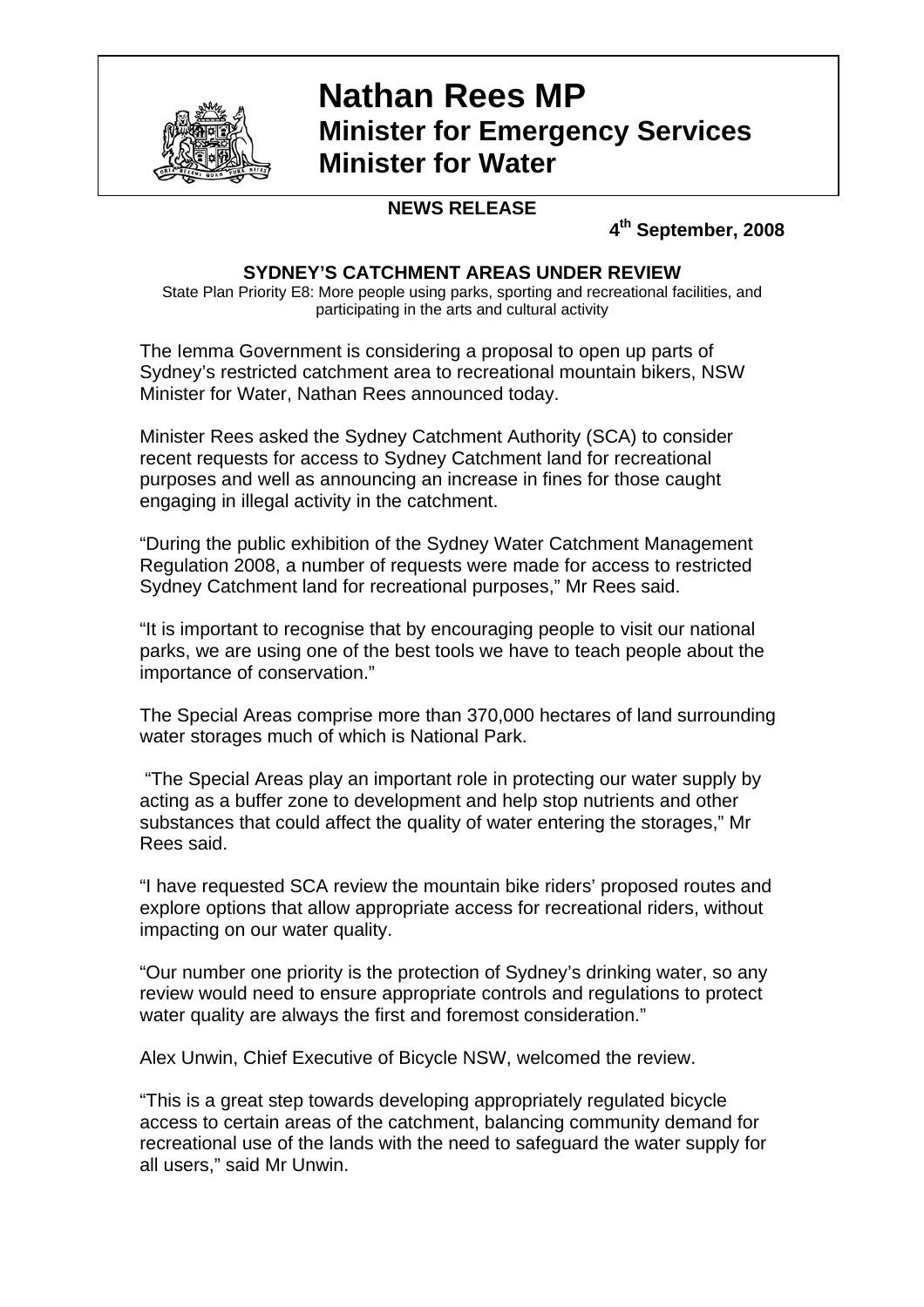# Nathan Rees MP
## Minister for Emergency Services
## Minister for Water

**NEWS RELEASE**

**4th September, 2008**

### SYDNEY'S CATCHMENT AREAS UNDER REVIEW

State Plan Priority E8: More people using parks, sporting and recreational facilities, and participating in the arts and cultural activity

The Iemma Government is considering a proposal to open up parts of Sydney's restricted catchment area to recreational mountain bikers, NSW Minister for Water, Nathan Rees announced today.

Minister Rees asked the Sydney Catchment Authority (SCA) to consider recent requests for access to Sydney Catchment land for recreational purposes and well as announcing an increase in fines for those caught engaging in illegal activity in the catchment.

"During the public exhibition of the Sydney Water Catchment Management Regulation 2008, a number of requests were made for access to restricted Sydney Catchment land for recreational purposes," Mr Rees said.

"It is important to recognise that by encouraging people to visit our national parks, we are using one of the best tools we have to teach people about the importance of conservation."

The Special Areas comprise more than 370,000 hectares of land surrounding water storages much of which is National Park.

"The Special Areas play an important role in protecting our water supply by acting as a buffer zone to development and help stop nutrients and other substances that could affect the quality of water entering the storages," Mr Rees said.

"I have requested SCA review the mountain bike riders' proposed routes and explore options that allow appropriate access for recreational riders, without impacting on our water quality.

"Our number one priority is the protection of Sydney's drinking water, so any review would need to ensure appropriate controls and regulations to protect water quality are always the first and foremost consideration."

Alex Unwin, Chief Executive of Bicycle NSW, welcomed the review.

"This is a great step towards developing appropriately regulated bicycle access to certain areas of the catchment, balancing community demand for recreational use of the lands with the need to safeguard the water supply for all users," said Mr Unwin.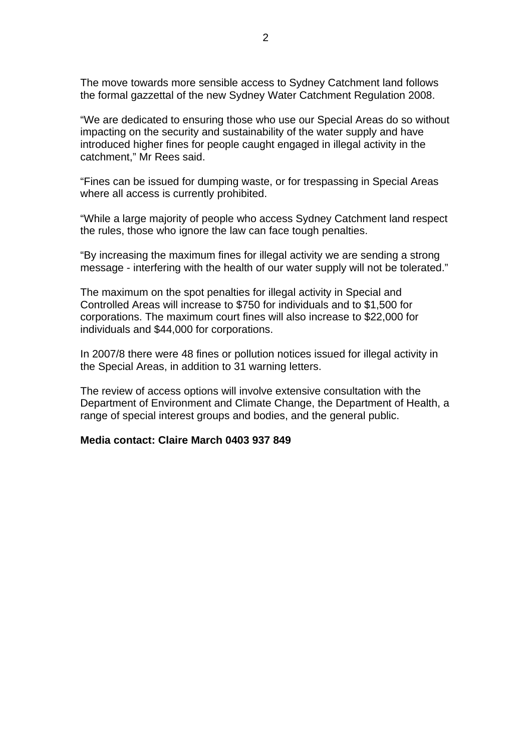The move towards more sensible access to Sydney Catchment land follows the formal gazzettal of the new Sydney Water Catchment Regulation 2008.

“We are dedicated to ensuring those who use our Special Areas do so without impacting on the security and sustainability of the water supply and have introduced higher fines for people caught engaged in illegal activity in the catchment,” Mr Rees said.

“Fines can be issued for dumping waste, or for trespassing in Special Areas where all access is currently prohibited.

“While a large majority of people who access Sydney Catchment land respect the rules, those who ignore the law can face tough penalties.

“By increasing the maximum fines for illegal activity we are sending a strong message - interfering with the health of our water supply will not be tolerated.”

The maximum on the spot penalties for illegal activity in Special and Controlled Areas will increase to $750 for individuals and to $1,500 for corporations. The maximum court fines will also increase to $22,000 for individuals and $44,000 for corporations.

In 2007/8 there were 48 fines or pollution notices issued for illegal activity in the Special Areas, in addition to 31 warning letters.

The review of access options will involve extensive consultation with the Department of Environment and Climate Change, the Department of Health, a range of special interest groups and bodies, and the general public.

**Media contact: Claire March 0403 937 849**